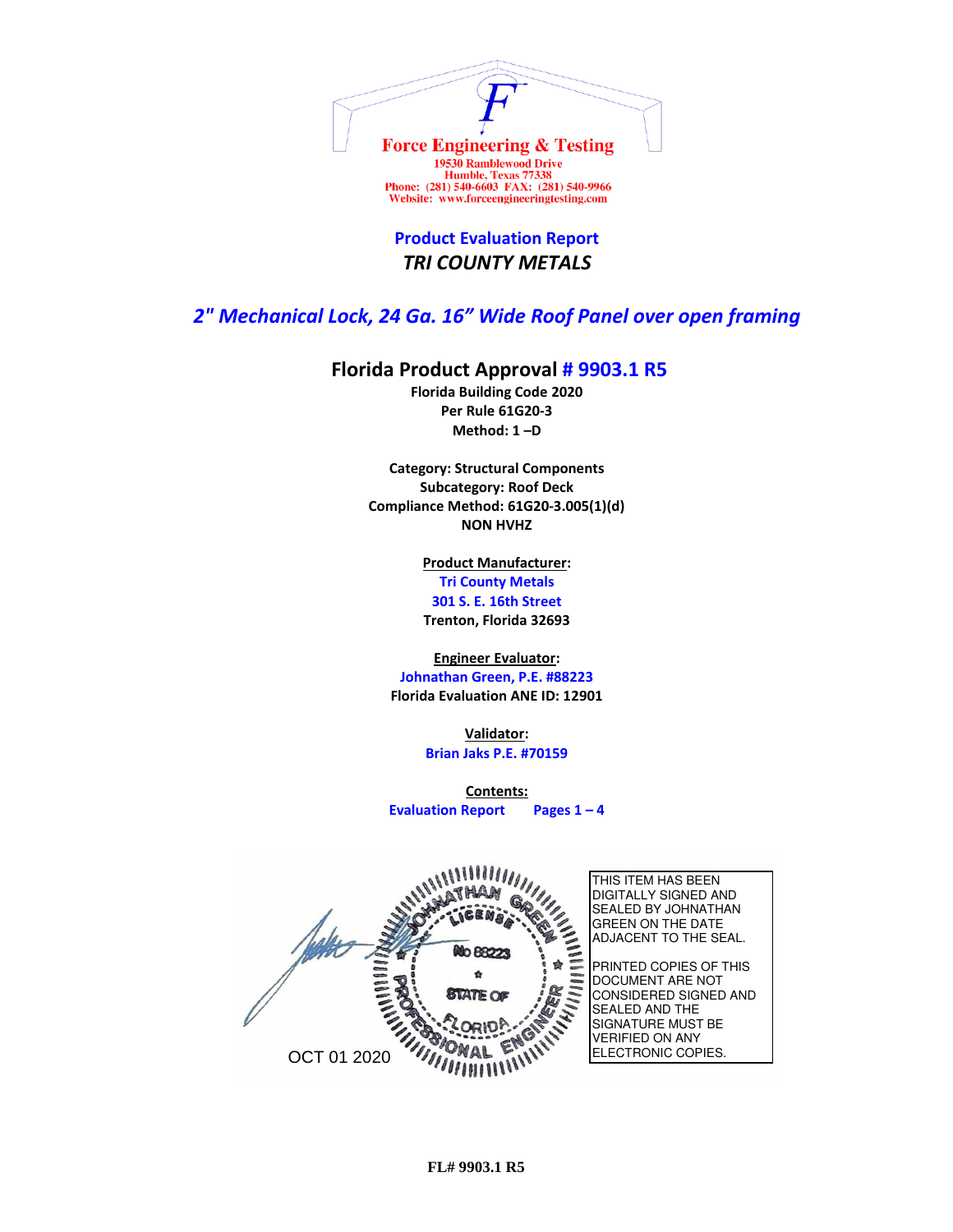Force Engineering & Testing
19530 Ramblewood Drive
Humble, Texas 77338
Phone: (281) 540-6603 FAX: (281) 540-9966
Website: www.forceengineeringtesting.com

# Product Evaluation Report
## *TRI COUNTY METALS*

## *2" Mechanical Lock, 24 Ga. 16" Wide Roof Panel over open framing*

### Florida Product Approval # 9903.1 R5

**Florida Building Code 2020**
**Per Rule 61G20-3**
**Method: 1 –D**

**Category: Structural Components**
**Subcategory: Roof Deck**
**Compliance Method: 61G20-3.005(1)(d)**
**NON HVHZ**

**Product Manufacturer:**
**Tri County Metals**
**301 S. E. 16th Street**
**Trenton, Florida 32693**

**Engineer Evaluator:**
**Johnathan Green, P.E. #88223**
**Florida Evaluation ANE ID: 12901**

**Validator:**
**Brian Jaks P.E. #70159**

**Contents:**
**Evaluation Report Pages 1 – 4**

JOHNATHAN GREEN LICENSE No 88223 STATE OF FLORIDA PROFESSIONAL ENGINEER

OCT 01 2020

THIS ITEM HAS BEEN DIGITALLY SIGNED AND SEALED BY JOHNATHAN GREEN ON THE DATE ADJACENT TO THE SEAL.

PRINTED COPIES OF THIS DOCUMENT ARE NOT CONSIDERED SIGNED AND SEALED AND THE SIGNATURE MUST BE VERIFIED ON ANY ELECTRONIC COPIES.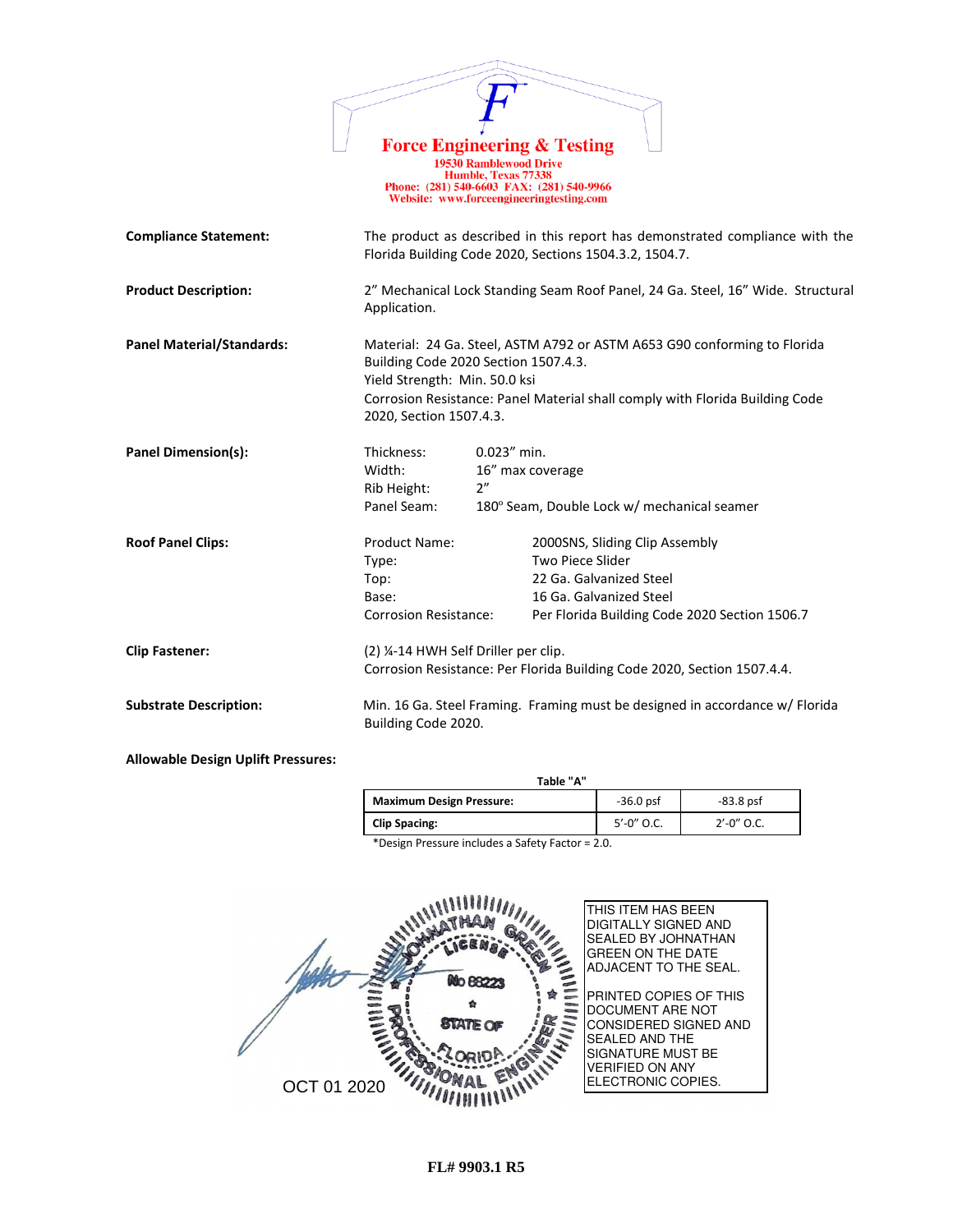**Force Engineering & Testing**
19530 Ramblewood Drive
Humble, Texas 77338
Phone: (281) 540-6603 FAX: (281) 540-9966
Website: www.forceengineeringtesting.com

**Compliance Statement:** The product as described in this report has demonstrated compliance with the Florida Building Code 2020, Sections 1504.3.2, 1504.7.

**Product Description:** 2" Mechanical Lock Standing Seam Roof Panel, 24 Ga. Steel, 16" Wide. Structural Application.

**Panel Material/Standards:** Material: 24 Ga. Steel, ASTM A792 or ASTM A653 G90 conforming to Florida Building Code 2020 Section 1507.4.3.
Yield Strength: Min. 50.0 ksi
Corrosion Resistance: Panel Material shall comply with Florida Building Code 2020, Section 1507.4.3.

**Panel Dimension(s):**

| | |
|---|---|
| Thickness: | 0.023" min. |
| Width: | 16" max coverage |
| Rib Height: | 2" |
| Panel Seam: | 180º Seam, Double Lock w/ mechanical seamer |

**Roof Panel Clips:**

| | |
|---|---|
| Product Name: | 2000SNS, Sliding Clip Assembly |
| Type: | Two Piece Slider |
| Top: | 22 Ga. Galvanized Steel |
| Base: | 16 Ga. Galvanized Steel |
| Corrosion Resistance: | Per Florida Building Code 2020 Section 1506.7 |

**Clip Fastener:** (2) ¼-14 HWH Self Driller per clip.
Corrosion Resistance: Per Florida Building Code 2020, Section 1507.4.4.

**Substrate Description:** Min. 16 Ga. Steel Framing. Framing must be designed in accordance w/ Florida Building Code 2020.

**Allowable Design Uplift Pressures:**

Table "A"

| **Maximum Design Pressure:** | -36.0 psf | -83.8 psf |
|---|---|---|
| **Clip Spacing:** | 5'-0" O.C. | 2'-0" O.C. |

*Design Pressure includes a Safety Factor = 2.0.

JOHNATHAN GREEN
LICENSE
No 88223
STATE OF FLORIDA
PROFESSIONAL ENGINEER

OCT 01 2020

THIS ITEM HAS BEEN DIGITALLY SIGNED AND SEALED BY JOHNATHAN GREEN ON THE DATE ADJACENT TO THE SEAL.

PRINTED COPIES OF THIS DOCUMENT ARE NOT CONSIDERED SIGNED AND SEALED AND THE SIGNATURE MUST BE VERIFIED ON ANY ELECTRONIC COPIES.

FL# 9903.1 R5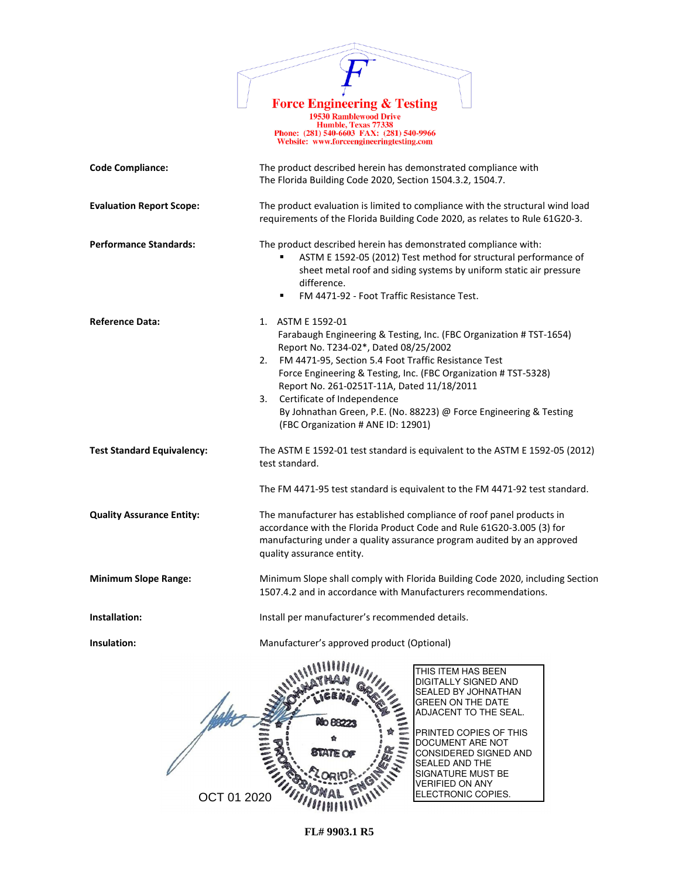**Force Engineering & Testing**
19530 Ramblewood Drive
Humble, Texas 77338
Phone: (281) 540-6603 FAX: (281) 540-9966
Website: www.forceengineeringtesting.com

| | |
|---|---|
| **Code Compliance:** | The product described herein has demonstrated compliance with The Florida Building Code 2020, Section 1504.3.2, 1504.7. |
| **Evaluation Report Scope:** | The product evaluation is limited to compliance with the structural wind load requirements of the Florida Building Code 2020, as relates to Rule 61G20-3. |
| **Performance Standards:** | The product described herein has demonstrated compliance with:<br>▪ ASTM E 1592-05 (2012) Test method for structural performance of sheet metal roof and siding systems by uniform static air pressure difference.<br>▪ FM 4471-92 - Foot Traffic Resistance Test. |
| **Reference Data:** | 1. ASTM E 1592-01<br>Farabaugh Engineering & Testing, Inc. (FBC Organization # TST-1654)<br>Report No. T234-02*, Dated 08/25/2002<br>2. FM 4471-95, Section 5.4 Foot Traffic Resistance Test<br>Force Engineering & Testing, Inc. (FBC Organization # TST-5328)<br>Report No. 261-0251T-11A, Dated 11/18/2011<br>3. Certificate of Independence<br>By Johnathan Green, P.E. (No. 88223) @ Force Engineering & Testing<br>(FBC Organization # ANE ID: 12901) |
| **Test Standard Equivalency:** | The ASTM E 1592-01 test standard is equivalent to the ASTM E 1592-05 (2012) test standard.<br><br>The FM 4471-95 test standard is equivalent to the FM 4471-92 test standard. |
| **Quality Assurance Entity:** | The manufacturer has established compliance of roof panel products in accordance with the Florida Product Code and Rule 61G20-3.005 (3) for manufacturing under a quality assurance program audited by an approved quality assurance entity. |
| **Minimum Slope Range:** | Minimum Slope shall comply with Florida Building Code 2020, including Section 1507.4.2 and in accordance with Manufacturers recommendations. |
| **Installation:** | Install per manufacturer's recommended details. |
| **Insulation:** | Manufacturer's approved product (Optional) |

JOHNATHAN GREEN LICENSE No 88223 STATE OF FLORIDA PROFESSIONAL ENGINEER

OCT 01 2020

THIS ITEM HAS BEEN DIGITALLY SIGNED AND SEALED BY JOHNATHAN GREEN ON THE DATE ADJACENT TO THE SEAL.

PRINTED COPIES OF THIS DOCUMENT ARE NOT CONSIDERED SIGNED AND SEALED AND THE SIGNATURE MUST BE VERIFIED ON ANY ELECTRONIC COPIES.

**FL# 9903.1 R5**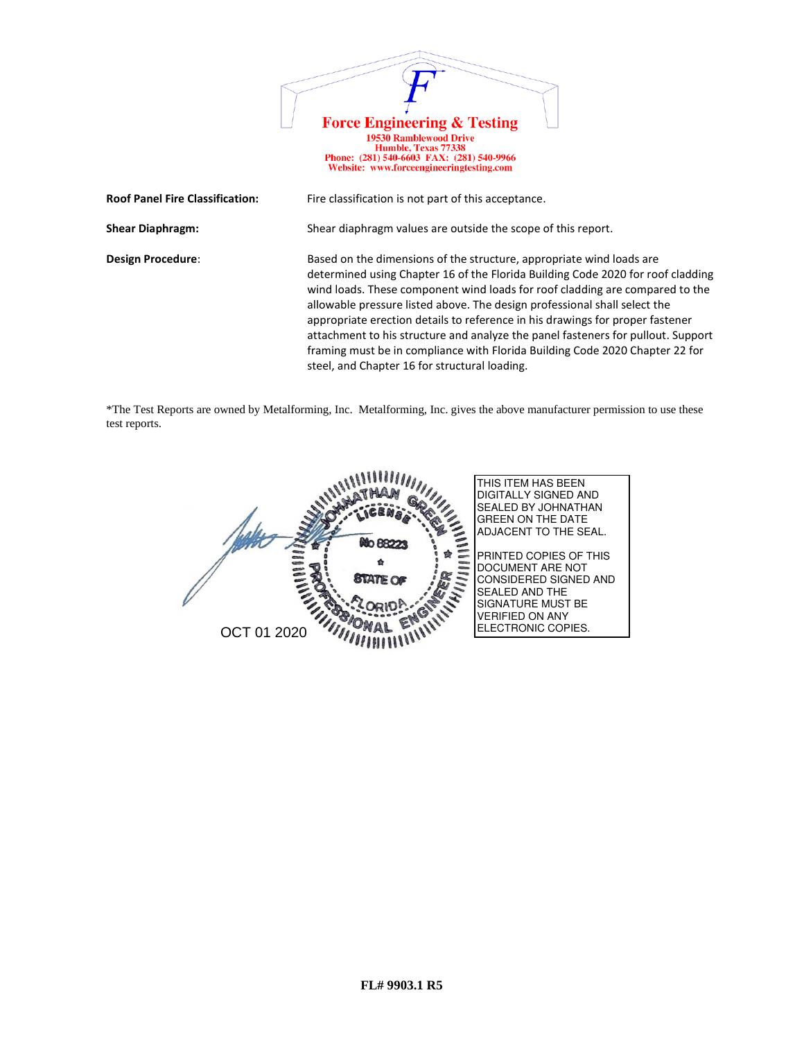**Force Engineering & Testing**
19530 Ramblewood Drive
Humble, Texas 77338
Phone: (281) 540-6603 FAX: (281) 540-9966
Website: www.forceengineeringtesting.com

| | |
|---|---|
| **Roof Panel Fire Classification:** | Fire classification is not part of this acceptance. |
| **Shear Diaphragm:** | Shear diaphragm values are outside the scope of this report. |
| **Design Procedure**: | Based on the dimensions of the structure, appropriate wind loads are determined using Chapter 16 of the Florida Building Code 2020 for roof cladding wind loads. These component wind loads for roof cladding are compared to the allowable pressure listed above. The design professional shall select the appropriate erection details to reference in his drawings for proper fastener attachment to his structure and analyze the panel fasteners for pullout. Support framing must be in compliance with Florida Building Code 2020 Chapter 22 for steel, and Chapter 16 for structural loading. |

*The Test Reports are owned by Metalforming, Inc. Metalforming, Inc. gives the above manufacturer permission to use these test reports.

JOHNATHAN GREEN
LICENSE
No 88223
STATE OF FLORIDA
PROFESSIONAL ENGINEER

OCT 01 2020

THIS ITEM HAS BEEN DIGITALLY SIGNED AND SEALED BY JOHNATHAN GREEN ON THE DATE ADJACENT TO THE SEAL.

PRINTED COPIES OF THIS DOCUMENT ARE NOT CONSIDERED SIGNED AND SEALED AND THE SIGNATURE MUST BE VERIFIED ON ANY ELECTRONIC COPIES.

**FL# 9903.1 R5**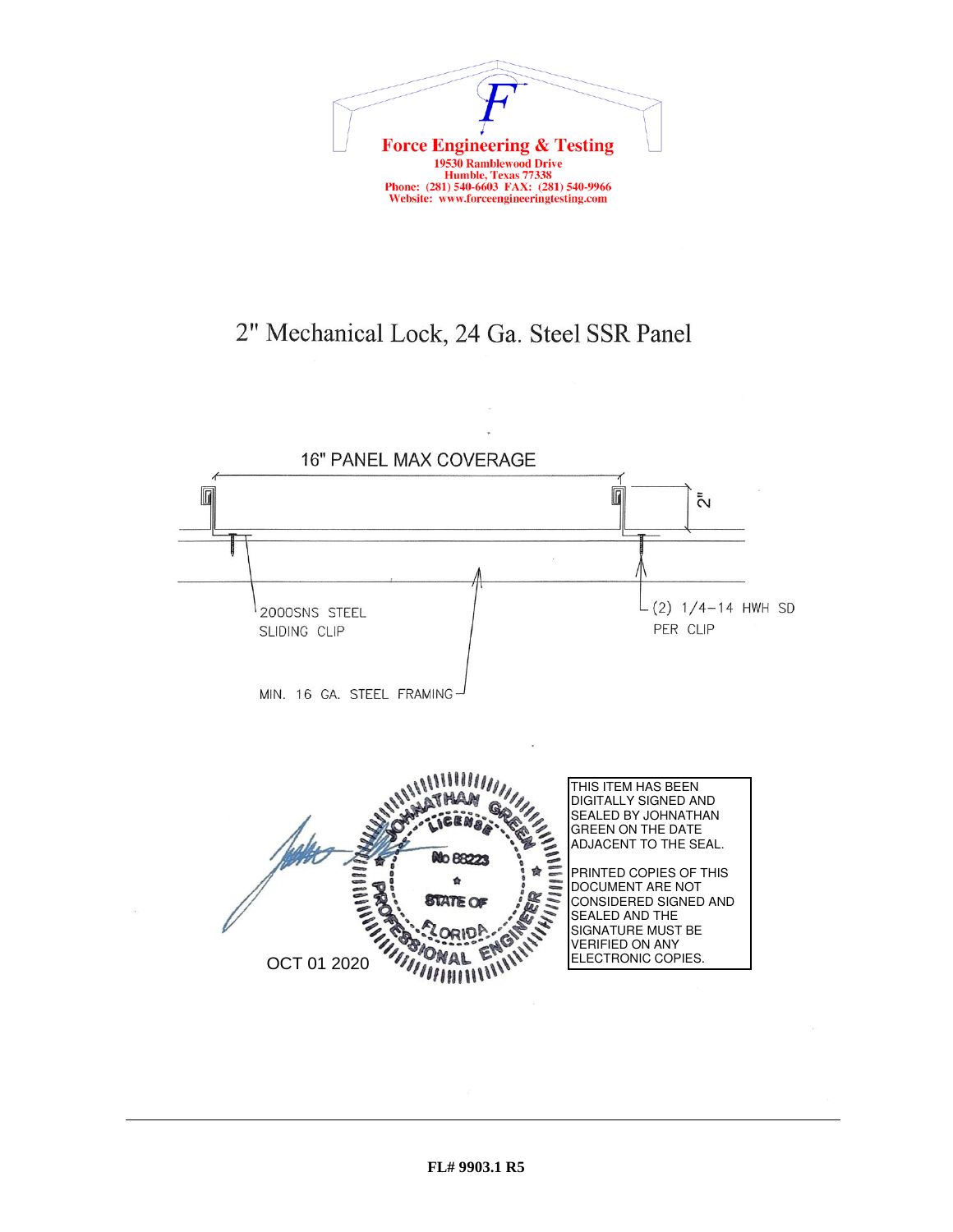Force Engineering & Testing
19530 Ramblewood Drive
Humble, Texas 77338
Phone: (281) 540-6603 FAX: (281) 540-9966
Website: www.forceengineeringtesting.com

# 2" Mechanical Lock, 24 Ga. Steel SSR Panel

16" PANEL MAX COVERAGE

2"

2000SNS STEEL SLIDING CLIP

(2) 1/4-14 HWH SD PER CLIP

MIN. 16 GA. STEEL FRAMING

JOHNATHAN GREEN
LICENSE
No 88223
STATE OF FLORIDA
PROFESSIONAL ENGINEER

OCT 01 2020

THIS ITEM HAS BEEN DIGITALLY SIGNED AND SEALED BY JOHNATHAN GREEN ON THE DATE ADJACENT TO THE SEAL.

PRINTED COPIES OF THIS DOCUMENT ARE NOT CONSIDERED SIGNED AND SEALED AND THE SIGNATURE MUST BE VERIFIED ON ANY ELECTRONIC COPIES.

**FL# 9903.1 R5**